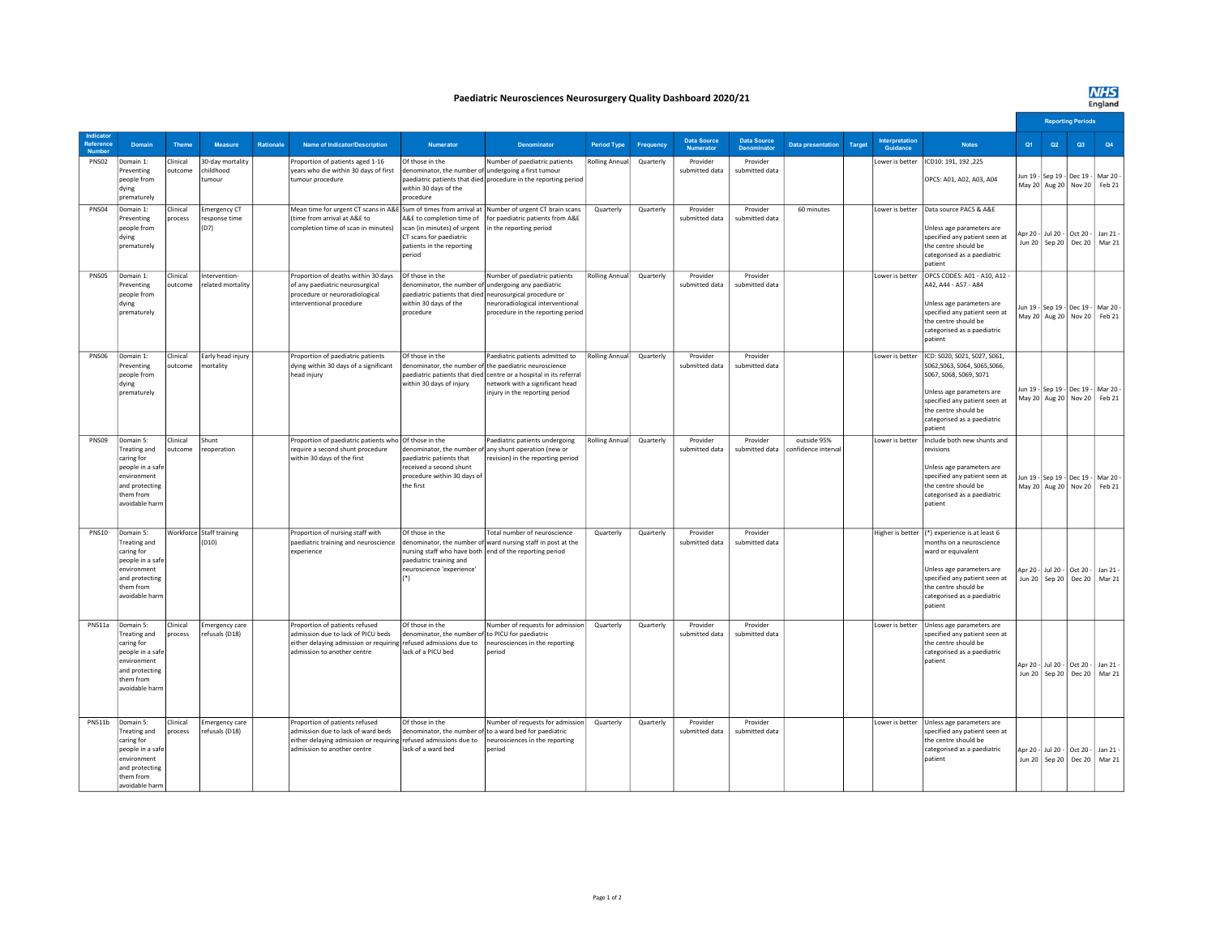# Paediatric Neurosciences Neurosurgery Quality Dashboard 2020/21

NHS England

| Indicator Reference Number | Domain | Theme | Measure | Rationale | Name of Indicator/Description | Numerator | Denominator | Period Type | Frequency | Data Source Numerator | Data Source Denominator | Data presentation | Target | Interpretation Guidance | Notes | Reporting Periods Q1 | Q2 | Q3 | Q4 |
|---|---|---|---|---|---|---|---|---|---|---|---|---|---|---|---|---|---|---|---|
| PNS02 | Domain 1: Preventing people from dying prematurely | Clinical outcome | 30-day mortality childhood tumour | | Proportion of patients aged 1-16 years who die within 30 days of first tumour procedure | Of those in the denominator, the number of paediatric patients that died within 30 days of the procedure | Number of paediatric patients undergoing a first tumour procedure in the reporting period | Rolling Annual | Quarterly | Provider submitted data | Provider submitted data | | | Lower is better | ICD10: 191, 192 ,225<br><br>OPCS: A01, A02, A03, A04 | Jun 19 - May 20 | Sep 19 - Aug 20 | Dec 19 - Nov 20 | Mar 20 - Feb 21 |
| PNS04 | Domain 1: Preventing people from dying prematurely | Clinical process | Emergency CT response time (D7) | | Mean time for urgent CT scans in A&E (time from arrival at A&E to completion time of scan in minutes) | Sum of times from arrival at A&E to completion time of scan (in minutes) of urgent CT scans for paediatric patients in the reporting period | Number of urgent CT brain scans for paediatric patients from A&E in the reporting period | Quarterly | Quarterly | Provider submitted data | Provider submitted data | 60 minutes | | Lower is better | Data source PACS & A&E<br><br>Unless age parameters are specified any patient seen at the centre should be categorised as a paediatric patient | Apr 20 - Jun 20 | Jul 20 - Sep 20 | Oct 20 - Dec 20 | Jan 21 - Mar 21 |
| PNS05 | Domain 1: Preventing people from dying prematurely | Clinical outcome | Intervention-related mortality | | Proportion of deaths within 30 days of any paediatric neurosurgical procedure or neuroradiological interventional procedure | Of those in the denominator, the number of paediatric patients that died within 30 days of the procedure | Number of paediatric patients undergoing any paediatric neurosurgical procedure or neuroradiological interventional procedure in the reporting period | Rolling Annual | Quarterly | Provider submitted data | Provider submitted data | | | Lower is better | OPCS CODES: A01 - A10, A12 - A42, A44 - A57 - A84<br><br>Unless age parameters are specified any patient seen at the centre should be categorised as a paediatric patient | Jun 19 - May 20 | Sep 19 - Aug 20 | Dec 19 - Nov 20 | Mar 20 - Feb 21 |
| PNS06 | Domain 1: Preventing people from dying prematurely | Clinical outcome | Early head injury mortality | | Proportion of paediatric patients dying within 30 days of a significant head injury | Of those in the denominator, the number of paediatric patients that died within 30 days of injury | Paediatric patients admitted to the paediatric neuroscience centre or a hospital in its referral network with a significant head injury in the reporting period | Rolling Annual | Quarterly | Provider submitted data | Provider submitted data | | | Lower is better | ICD: S020, S021, S027, S061, S062,S063, S064, S065,S066, S067, S068, S069, S071<br><br>Unless age parameters are specified any patient seen at the centre should be categorised as a paediatric patient | Jun 19 - May 20 | Sep 19 - Aug 20 | Dec 19 - Nov 20 | Mar 20 - Feb 21 |
| PNS09 | Domain 5: Treating and caring for people in a safe environment and protecting them from avoidable harm | Clinical outcome | Shunt reoperation | | Proportion of paediatric patients who require a second shunt procedure within 30 days of the first | Of those in the denominator, the number of paediatric patients that received a second shunt procedure within 30 days of the first | Paediatric patients undergoing any shunt operation (new or revision) in the reporting period | Rolling Annual | Quarterly | Provider submitted data | Provider submitted data | outside 95% confidence interval | | Lower is better | Include both new shunts and revisions<br><br>Unless age parameters are specified any patient seen at the centre should be categorised as a paediatric patient | Jun 19 - May 20 | Sep 19 - Aug 20 | Dec 19 - Nov 20 | Mar 20 - Feb 21 |
| PNS10 | Domain 5: Treating and caring for people in a safe environment and protecting them from avoidable harm | Workforce | Staff training (D10) | | Proportion of nursing staff with paediatric training and neuroscience experience | Of those in the denominator, the number of nursing staff who have both paediatric training and neuroscience 'experience' (*) | Total number of neuroscience ward nursing staff in post at the end of the reporting period | Quarterly | Quarterly | Provider submitted data | Provider submitted data | | | Higher is better | (*) experience is at least 6 months on a neuroscience ward or equivalent<br><br>Unless age parameters are specified any patient seen at the centre should be categorised as a paediatric patient | Apr 20 - Jun 20 | Jul 20 - Sep 20 | Oct 20 - Dec 20 | Jan 21 - Mar 21 |
| PNS11a | Domain 5: Treating and caring for people in a safe environment and protecting them from avoidable harm | Clinical process | Emergency care refusals (D18) | | Proportion of patients refused admission due to lack of PICU beds either delaying admission or requiring admission to another centre | Of those in the denominator, the number of refused admissions due to lack of a PICU bed | Number of requests for admission to PICU for paediatric neurosciences in the reporting period | Quarterly | Quarterly | Provider submitted data | Provider submitted data | | | Lower is better | Unless age parameters are specified any patient seen at the centre should be categorised as a paediatric patient | Apr 20 - Jun 20 | Jul 20 - Sep 20 | Oct 20 - Dec 20 | Jan 21 - Mar 21 |
| PNS11b | Domain 5: Treating and caring for people in a safe environment and protecting them from avoidable harm | Clinical process | Emergency care refusals (D18) | | Proportion of patients refused admission due to lack of ward beds either delaying admission or requiring admission to another centre | Of those in the denominator, the number of refused admissions due to lack of a ward bed | Number of requests for admission to a ward bed for paediatric neurosciences in the reporting period | Quarterly | Quarterly | Provider submitted data | Provider submitted data | | | Lower is better | Unless age parameters are specified any patient seen at the centre should be categorised as a paediatric patient | Apr 20 - Jun 20 | Jul 20 - Sep 20 | Oct 20 - Dec 20 | Jan 21 - Mar 21 |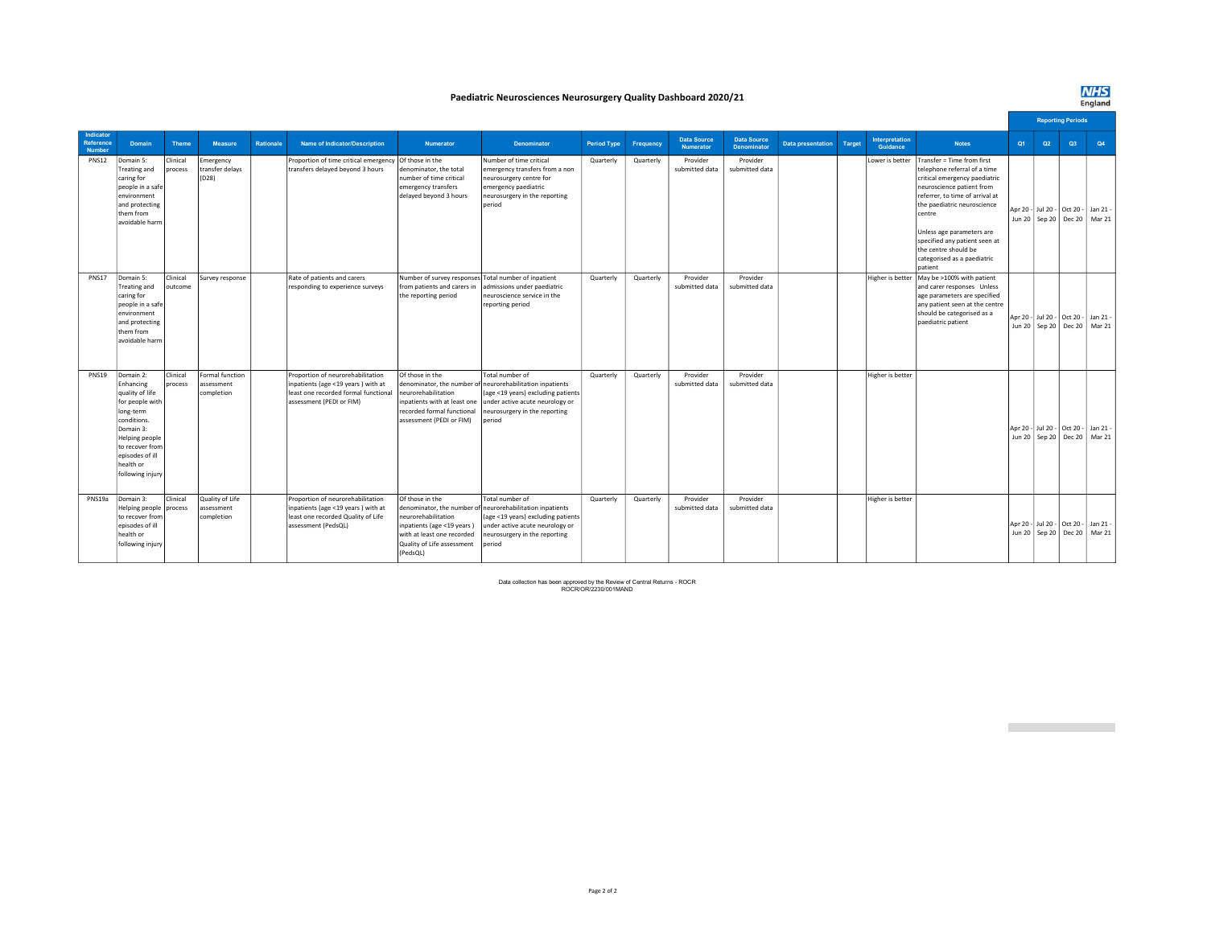# Paediatric Neurosciences Neurosurgery Quality Dashboard 2020/21

| Indicator Reference Number | Domain | Theme | Measure | Rationale | Name of Indicator/Description | Numerator | Denominator | Period Type | Frequency | Data Source Numerator | Data Source Denominator | Data presentation | Target | Interpretation Guidance | Notes | Reporting Periods Q1 | Q2 | Q3 | Q4 |
|---|---|---|---|---|---|---|---|---|---|---|---|---|---|---|---|---|---|---|---|
| PNS12 | Domain 5: Treating and caring for people in a safe environment and protecting them from avoidable harm | Clinical process | Emergency transfer delays (D28) | | Proportion of time critical emergency transfers delayed beyond 3 hours | Of those in the denominator, the total number of time critical emergency transfers delayed beyond 3 hours | Number of time critical emergency transfers from a non neurosurgery centre for emergency paediatric neurosurgery in the reporting period | Quarterly | Quarterly | Provider submitted data | Provider submitted data | | | Lower is better | Transfer = Time from first telephone referral of a time critical emergency paediatric neuroscience patient from referrer, to time of arrival at the paediatric neuroscience centre<br><br>Unless age parameters are specified any patient seen at the centre should be categorised as a paediatric patient | Apr 20 - Jun 20 | Jul 20 - Sep 20 | Oct 20 - Dec 20 | Jan 21 - Mar 21 |
| PNS17 | Domain 5: Treating and caring for people in a safe environment and protecting them from avoidable harm | Clinical outcome | Survey response | | Rate of patients and carers responding to experience surveys | Number of survey responses from patients and carers in the reporting period | Total number of inpatient admissions under paediatric neuroscience service in the reporting period | Quarterly | Quarterly | Provider submitted data | Provider submitted data | | | Higher is better | May be >100% with patient and carer responses Unless age parameters are specified any patient seen at the centre should be categorised as a paediatric patient | Apr 20 - Jun 20 | Jul 20 - Sep 20 | Oct 20 - Dec 20 | Jan 21 - Mar 21 |
| PNS19 | Domain 2: Enhancing quality of life for people with long-term conditions. Domain 3: Helping people to recover from episodes of ill health or following injury | Clinical process | Formal function assessment completion | | Proportion of neurorehabilitation inpatients (age <19 years ) with at least one recorded formal functional assessment (PEDI or FIM) | Of those in the denominator, the number of neurorehabilitation inpatients with at least one recorded formal functional assessment (PEDI or FIM) | Total number of neurorehabilitation inpatients (age <19 years) excluding patients under active acute neurology or neurosurgery in the reporting period | Quarterly | Quarterly | Provider submitted data | Provider submitted data | | | Higher is better | | Apr 20 - Jun 20 | Jul 20 - Sep 20 | Oct 20 - Dec 20 | Jan 21 - Mar 21 |
| PNS19a | Domain 3: Helping people to recover from episodes of ill health or following injury | Clinical process | Quality of Life assessment completion | | Proportion of neurorehabilitation inpatients (age <19 years ) with at least one recorded Quality of Life assessment (PedsQL) | Of those in the denominator, the number of neurorehabilitation inpatients (age <19 years ) with at least one recorded Quality of Life assessment (PedsQL) | Total number of neurorehabilitation inpatients (age <19 years) excluding patients under active acute neurology or neurosurgery in the reporting period | Quarterly | Quarterly | Provider submitted data | Provider submitted data | | | Higher is better | | Apr 20 - Jun 20 | Jul 20 - Sep 20 | Oct 20 - Dec 20 | Jan 21 - Mar 21 |

Data collection has been approved by the Review of Central Returns - ROCR
ROCR/OR/2230/001MAND